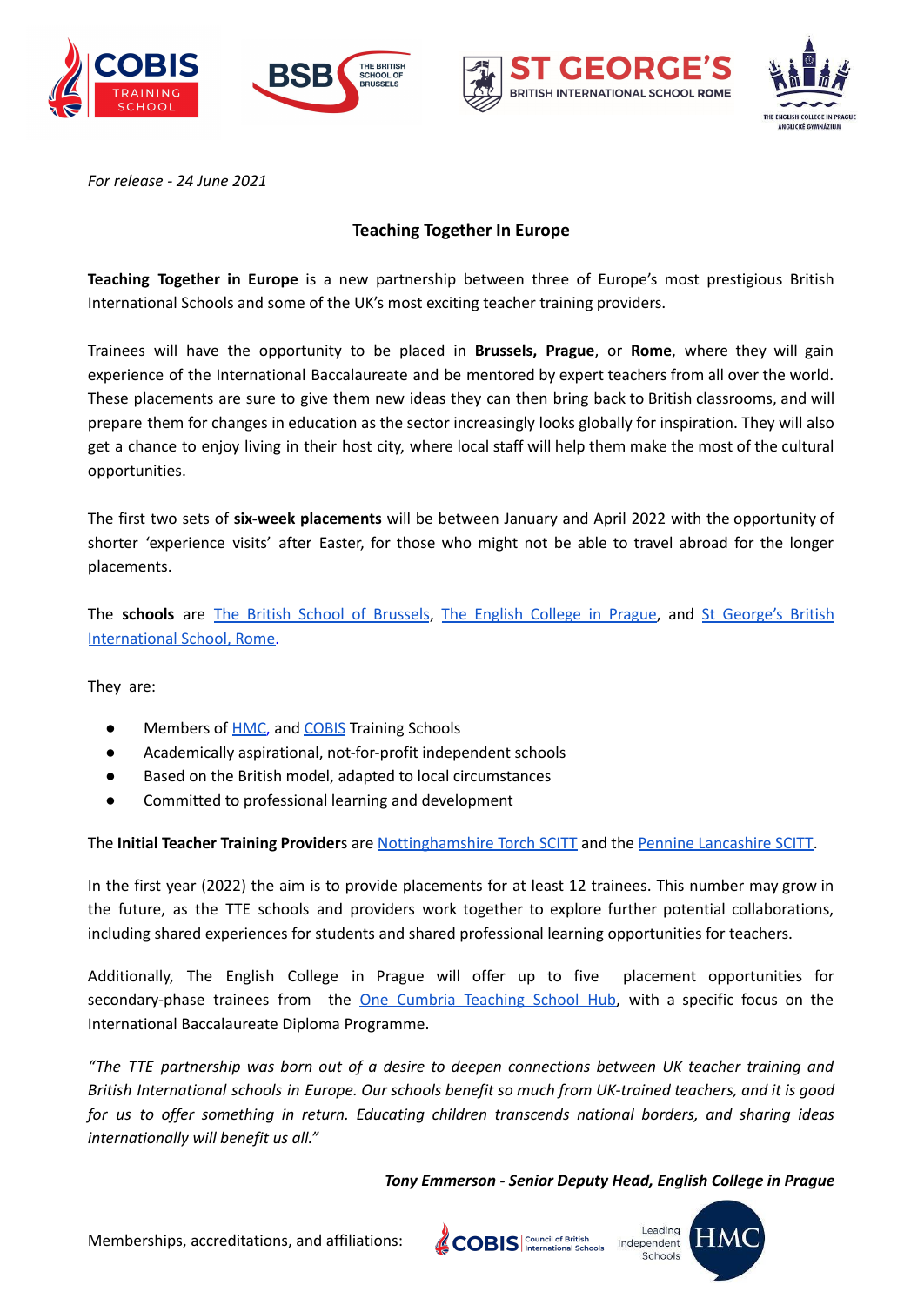*For release - 24 June 2021*

## Teaching Together In Europe

**Teaching Together in Europe** is a new partnership between three of Europe's most prestigious British International Schools and some of the UK's most exciting teacher training providers.

Trainees will have the opportunity to be placed in **Brussels, Prague**, or **Rome**, where they will gain experience of the International Baccalaureate and be mentored by expert teachers from all over the world. These placements are sure to give them new ideas they can then bring back to British classrooms, and will prepare them for changes in education as the sector increasingly looks globally for inspiration. They will also get a chance to enjoy living in their host city, where local staff will help them make the most of the cultural opportunities.

The first two sets of **six-week placements** will be between January and April 2022 with the opportunity of shorter 'experience visits' after Easter, for those who might not be able to travel abroad for the longer placements.

The **schools** are The British School of Brussels, The English College in Prague, and St George's British International School, Rome.

They are:

- Members of HMC, and COBIS Training Schools
- Academically aspirational, not-for-profit independent schools
- Based on the British model, adapted to local circumstances
- Committed to professional learning and development

The **Initial Teacher Training Provider**s are Nottinghamshire Torch SCITT and the Pennine Lancashire SCITT.

In the first year (2022) the aim is to provide placements for at least 12 trainees. This number may grow in the future, as the TTE schools and providers work together to explore further potential collaborations, including shared experiences for students and shared professional learning opportunities for teachers.

Additionally, The English College in Prague will offer up to five placement opportunities for secondary-phase trainees from the One Cumbria Teaching School Hub, with a specific focus on the International Baccalaureate Diploma Programme.

*"The TTE partnership was born out of a desire to deepen connections between UK teacher training and British International schools in Europe. Our schools benefit so much from UK-trained teachers, and it is good for us to offer something in return. Educating children transcends national borders, and sharing ideas internationally will benefit us all."*

***Tony Emmerson - Senior Deputy Head, English College in Prague***

Memberships, accreditations, and affiliations: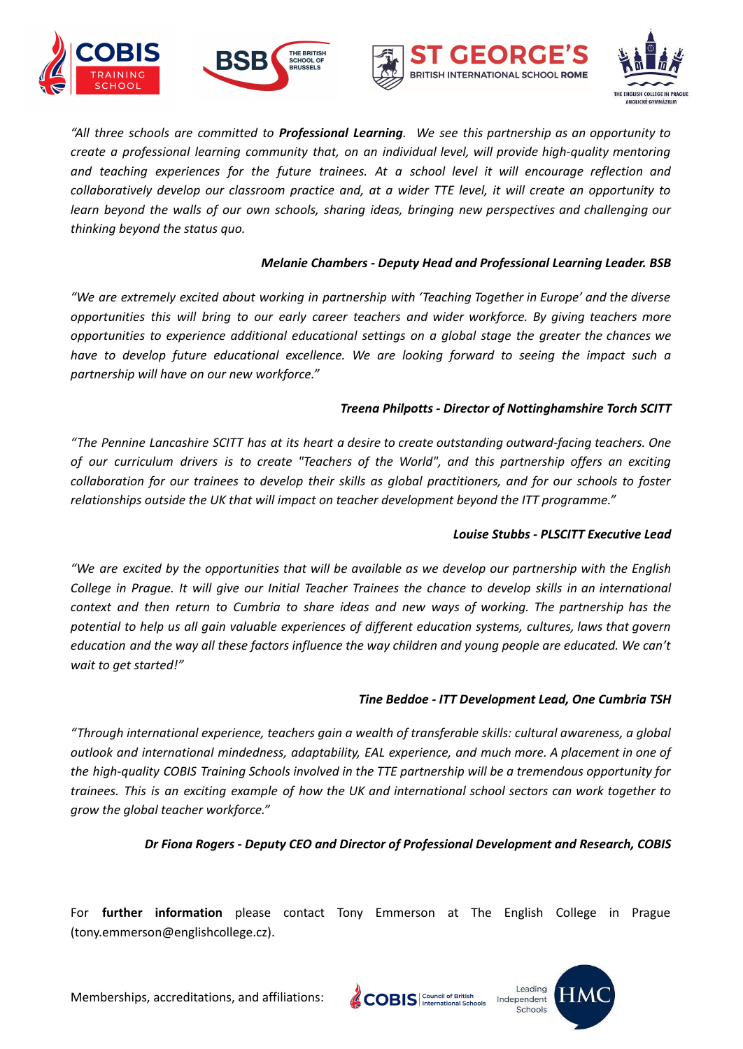*"All three schools are committed to **Professional Learning**. We see this partnership as an opportunity to create a professional learning community that, on an individual level, will provide high-quality mentoring and teaching experiences for the future trainees. At a school level it will encourage reflection and collaboratively develop our classroom practice and, at a wider TTE level, it will create an opportunity to learn beyond the walls of our own schools, sharing ideas, bringing new perspectives and challenging our thinking beyond the status quo.*

***Melanie Chambers - Deputy Head and Professional Learning Leader. BSB***

*"We are extremely excited about working in partnership with 'Teaching Together in Europe' and the diverse opportunities this will bring to our early career teachers and wider workforce. By giving teachers more opportunities to experience additional educational settings on a global stage the greater the chances we have to develop future educational excellence. We are looking forward to seeing the impact such a partnership will have on our new workforce."*

***Treena Philpotts - Director of Nottinghamshire Torch SCITT***

*"The Pennine Lancashire SCITT has at its heart a desire to create outstanding outward-facing teachers. One of our curriculum drivers is to create "Teachers of the World", and this partnership offers an exciting collaboration for our trainees to develop their skills as global practitioners, and for our schools to foster relationships outside the UK that will impact on teacher development beyond the ITT programme."*

***Louise Stubbs - PLSCITT Executive Lead***

*"We are excited by the opportunities that will be available as we develop our partnership with the English College in Prague. It will give our Initial Teacher Trainees the chance to develop skills in an international context and then return to Cumbria to share ideas and new ways of working. The partnership has the potential to help us all gain valuable experiences of different education systems, cultures, laws that govern education and the way all these factors influence the way children and young people are educated. We can't wait to get started!"*

***Tine Beddoe - ITT Development Lead, One Cumbria TSH***

*"Through international experience, teachers gain a wealth of transferable skills: cultural awareness, a global outlook and international mindedness, adaptability, EAL experience, and much more. A placement in one of the high-quality COBIS Training Schools involved in the TTE partnership will be a tremendous opportunity for trainees. This is an exciting example of how the UK and international school sectors can work together to grow the global teacher workforce."*

***Dr Fiona Rogers - Deputy CEO and Director of Professional Development and Research, COBIS***

For **further information** please contact Tony Emmerson at The English College in Prague (tony.emmerson@englishcollege.cz).

Memberships, accreditations, and affiliations: